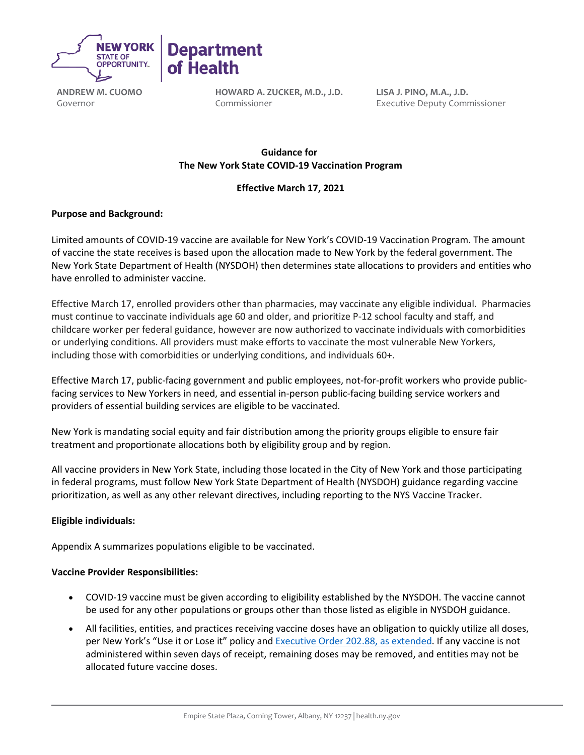NEW YORK STATE OF OPPORTUNITY. | Department of Health

**ANDREW M. CUOMO**
Governor

**HOWARD A. ZUCKER, M.D., J.D.**
Commissioner

**LISA J. PINO, M.A., J.D.**
Executive Deputy Commissioner

**Guidance for**
**The New York State COVID-19 Vaccination Program**

**Effective March 17, 2021**

**Purpose and Background:**

Limited amounts of COVID-19 vaccine are available for New York's COVID-19 Vaccination Program. The amount of vaccine the state receives is based upon the allocation made to New York by the federal government. The New York State Department of Health (NYSDOH) then determines state allocations to providers and entities who have enrolled to administer vaccine.

Effective March 17, enrolled providers other than pharmacies, may vaccinate any eligible individual. Pharmacies must continue to vaccinate individuals age 60 and older, and prioritize P-12 school faculty and staff, and childcare worker per federal guidance, however are now authorized to vaccinate individuals with comorbidities or underlying conditions. All providers must make efforts to vaccinate the most vulnerable New Yorkers, including those with comorbidities or underlying conditions, and individuals 60+.

Effective March 17, public-facing government and public employees, not-for-profit workers who provide public-facing services to New Yorkers in need, and essential in-person public-facing building service workers and providers of essential building services are eligible to be vaccinated.

New York is mandating social equity and fair distribution among the priority groups eligible to ensure fair treatment and proportionate allocations both by eligibility group and by region.

All vaccine providers in New York State, including those located in the City of New York and those participating in federal programs, must follow New York State Department of Health (NYSDOH) guidance regarding vaccine prioritization, as well as any other relevant directives, including reporting to the NYS Vaccine Tracker.

**Eligible individuals:**

Appendix A summarizes populations eligible to be vaccinated.

**Vaccine Provider Responsibilities:**

- COVID-19 vaccine must be given according to eligibility established by the NYSDOH. The vaccine cannot be used for any other populations or groups other than those listed as eligible in NYSDOH guidance.
- All facilities, entities, and practices receiving vaccine doses have an obligation to quickly utilize all doses, per New York's "Use it or Lose it" policy and Executive Order 202.88, as extended. If any vaccine is not administered within seven days of receipt, remaining doses may be removed, and entities may not be allocated future vaccine doses.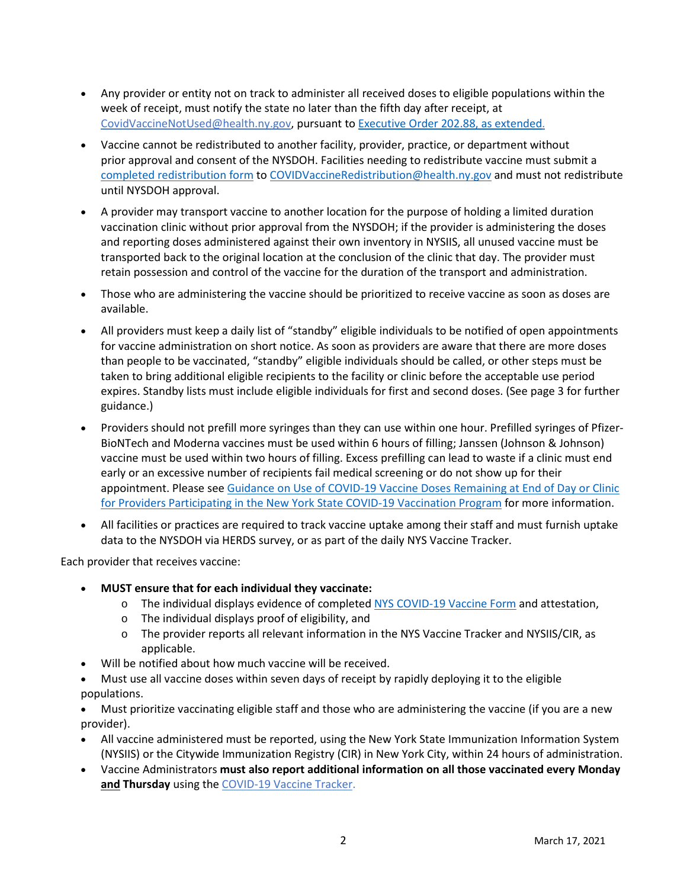- Any provider or entity not on track to administer all received doses to eligible populations within the week of receipt, must notify the state no later than the fifth day after receipt, at CovidVaccineNotUsed@health.ny.gov, pursuant to Executive Order 202.88, as extended.
- Vaccine cannot be redistributed to another facility, provider, practice, or department without prior approval and consent of the NYSDOH. Facilities needing to redistribute vaccine must submit a completed redistribution form to COVIDVaccineRedistribution@health.ny.gov and must not redistribute until NYSDOH approval.
- A provider may transport vaccine to another location for the purpose of holding a limited duration vaccination clinic without prior approval from the NYSDOH; if the provider is administering the doses and reporting doses administered against their own inventory in NYSIIS, all unused vaccine must be transported back to the original location at the conclusion of the clinic that day. The provider must retain possession and control of the vaccine for the duration of the transport and administration.
- Those who are administering the vaccine should be prioritized to receive vaccine as soon as doses are available.
- All providers must keep a daily list of "standby" eligible individuals to be notified of open appointments for vaccine administration on short notice. As soon as providers are aware that there are more doses than people to be vaccinated, "standby" eligible individuals should be called, or other steps must be taken to bring additional eligible recipients to the facility or clinic before the acceptable use period expires. Standby lists must include eligible individuals for first and second doses. (See page 3 for further guidance.)
- Providers should not prefill more syringes than they can use within one hour. Prefilled syringes of Pfizer-BioNTech and Moderna vaccines must be used within 6 hours of filling; Janssen (Johnson & Johnson) vaccine must be used within two hours of filling. Excess prefilling can lead to waste if a clinic must end early or an excessive number of recipients fail medical screening or do not show up for their appointment. Please see Guidance on Use of COVID-19 Vaccine Doses Remaining at End of Day or Clinic for Providers Participating in the New York State COVID-19 Vaccination Program for more information.
- All facilities or practices are required to track vaccine uptake among their staff and must furnish uptake data to the NYSDOH via HERDS survey, or as part of the daily NYS Vaccine Tracker.

Each provider that receives vaccine:

- **MUST ensure that for each individual they vaccinate:**
  - The individual displays evidence of completed NYS COVID-19 Vaccine Form and attestation,
  - The individual displays proof of eligibility, and
  - The provider reports all relevant information in the NYS Vaccine Tracker and NYSIIS/CIR, as applicable.
- Will be notified about how much vaccine will be received.
- Must use all vaccine doses within seven days of receipt by rapidly deploying it to the eligible populations.
- Must prioritize vaccinating eligible staff and those who are administering the vaccine (if you are a new provider).
- All vaccine administered must be reported, using the New York State Immunization Information System (NYSIIS) or the Citywide Immunization Registry (CIR) in New York City, within 24 hours of administration.
- Vaccine Administrators **must also report additional information on all those vaccinated every Monday <u>and</u> Thursday** using the COVID-19 Vaccine Tracker.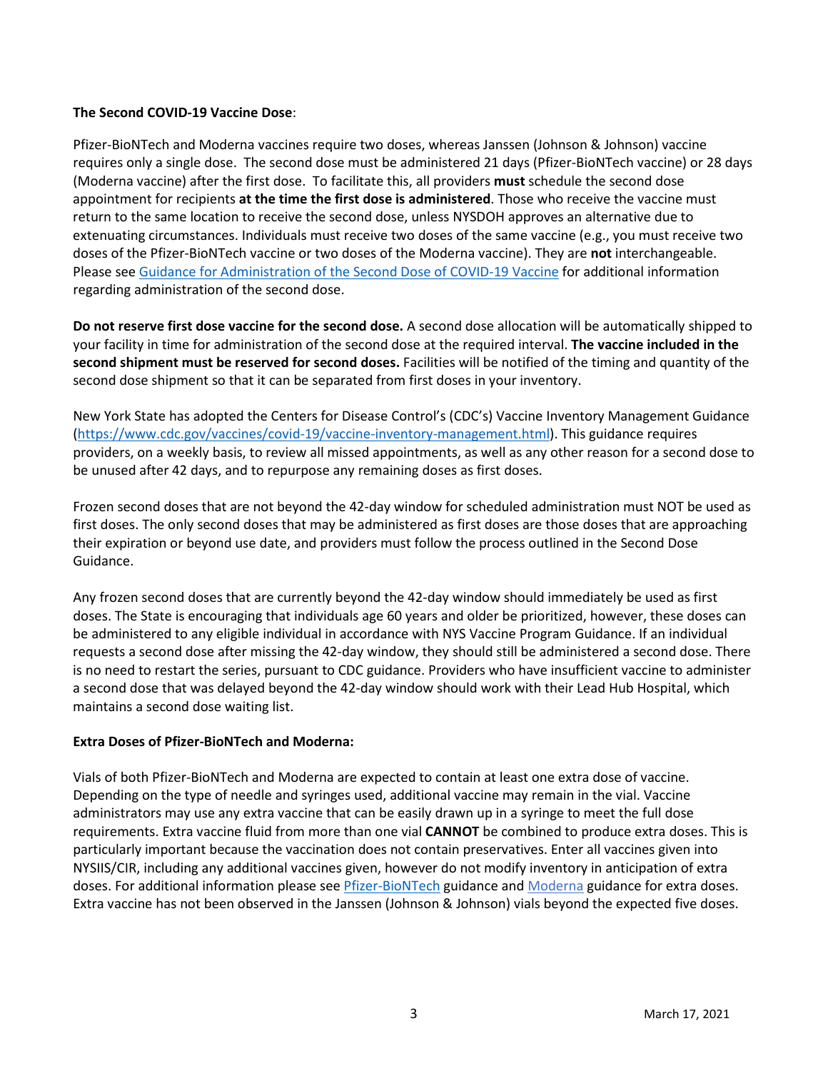**The Second COVID-19 Vaccine Dose**:

Pfizer-BioNTech and Moderna vaccines require two doses, whereas Janssen (Johnson & Johnson) vaccine requires only a single dose. The second dose must be administered 21 days (Pfizer-BioNTech vaccine) or 28 days (Moderna vaccine) after the first dose. To facilitate this, all providers **must** schedule the second dose appointment for recipients **at the time the first dose is administered**. Those who receive the vaccine must return to the same location to receive the second dose, unless NYSDOH approves an alternative due to extenuating circumstances. Individuals must receive two doses of the same vaccine (e.g., you must receive two doses of the Pfizer-BioNTech vaccine or two doses of the Moderna vaccine). They are **not** interchangeable. Please see Guidance for Administration of the Second Dose of COVID-19 Vaccine for additional information regarding administration of the second dose.

**Do not reserve first dose vaccine for the second dose.** A second dose allocation will be automatically shipped to your facility in time for administration of the second dose at the required interval. **The vaccine included in the second shipment must be reserved for second doses.** Facilities will be notified of the timing and quantity of the second dose shipment so that it can be separated from first doses in your inventory.

New York State has adopted the Centers for Disease Control's (CDC's) Vaccine Inventory Management Guidance (https://www.cdc.gov/vaccines/covid-19/vaccine-inventory-management.html). This guidance requires providers, on a weekly basis, to review all missed appointments, as well as any other reason for a second dose to be unused after 42 days, and to repurpose any remaining doses as first doses.

Frozen second doses that are not beyond the 42-day window for scheduled administration must NOT be used as first doses. The only second doses that may be administered as first doses are those doses that are approaching their expiration or beyond use date, and providers must follow the process outlined in the Second Dose Guidance.

Any frozen second doses that are currently beyond the 42-day window should immediately be used as first doses. The State is encouraging that individuals age 60 years and older be prioritized, however, these doses can be administered to any eligible individual in accordance with NYS Vaccine Program Guidance. If an individual requests a second dose after missing the 42-day window, they should still be administered a second dose. There is no need to restart the series, pursuant to CDC guidance. Providers who have insufficient vaccine to administer a second dose that was delayed beyond the 42-day window should work with their Lead Hub Hospital, which maintains a second dose waiting list.

**Extra Doses of Pfizer-BioNTech and Moderna:**

Vials of both Pfizer-BioNTech and Moderna are expected to contain at least one extra dose of vaccine. Depending on the type of needle and syringes used, additional vaccine may remain in the vial. Vaccine administrators may use any extra vaccine that can be easily drawn up in a syringe to meet the full dose requirements. Extra vaccine fluid from more than one vial **CANNOT** be combined to produce extra doses. This is particularly important because the vaccination does not contain preservatives. Enter all vaccines given into NYSIIS/CIR, including any additional vaccines given, however do not modify inventory in anticipation of extra doses. For additional information please see Pfizer-BioNTech guidance and Moderna guidance for extra doses. Extra vaccine has not been observed in the Janssen (Johnson & Johnson) vials beyond the expected five doses.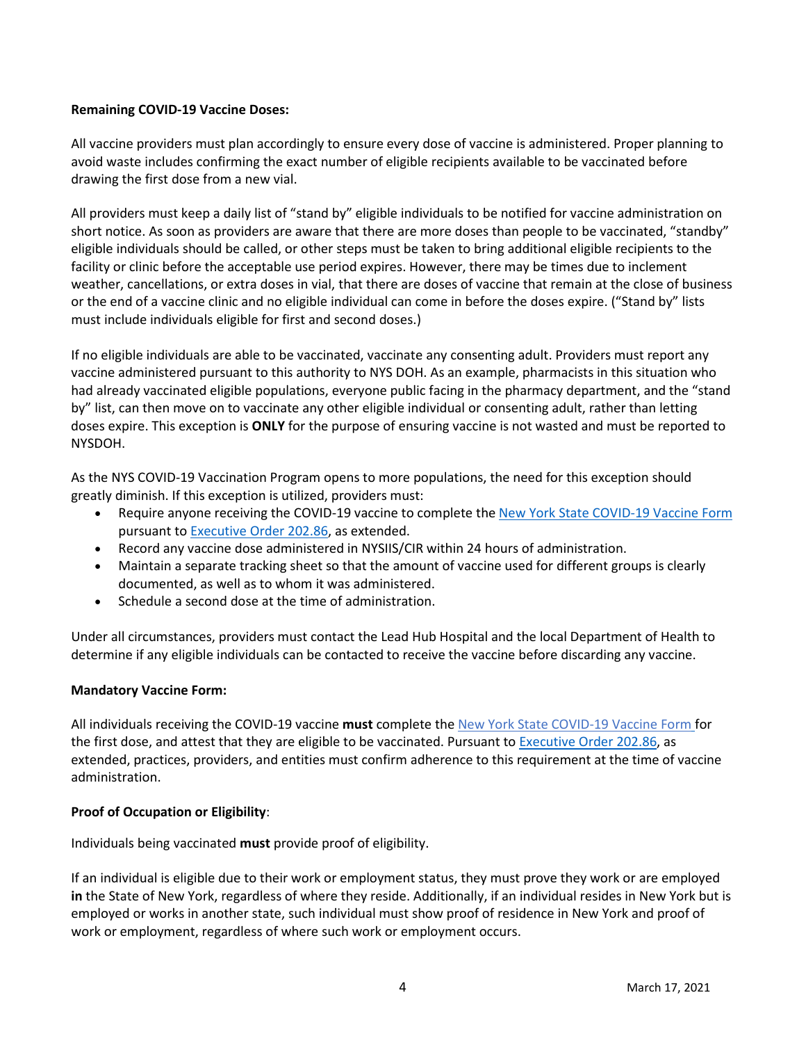**Remaining COVID-19 Vaccine Doses:**

All vaccine providers must plan accordingly to ensure every dose of vaccine is administered. Proper planning to avoid waste includes confirming the exact number of eligible recipients available to be vaccinated before drawing the first dose from a new vial.

All providers must keep a daily list of "stand by" eligible individuals to be notified for vaccine administration on short notice. As soon as providers are aware that there are more doses than people to be vaccinated, "standby" eligible individuals should be called, or other steps must be taken to bring additional eligible recipients to the facility or clinic before the acceptable use period expires. However, there may be times due to inclement weather, cancellations, or extra doses in vial, that there are doses of vaccine that remain at the close of business or the end of a vaccine clinic and no eligible individual can come in before the doses expire. ("Stand by" lists must include individuals eligible for first and second doses.)

If no eligible individuals are able to be vaccinated, vaccinate any consenting adult. Providers must report any vaccine administered pursuant to this authority to NYS DOH. As an example, pharmacists in this situation who had already vaccinated eligible populations, everyone public facing in the pharmacy department, and the "stand by" list, can then move on to vaccinate any other eligible individual or consenting adult, rather than letting doses expire. This exception is **ONLY** for the purpose of ensuring vaccine is not wasted and must be reported to NYSDOH.

As the NYS COVID-19 Vaccination Program opens to more populations, the need for this exception should greatly diminish. If this exception is utilized, providers must:

- Require anyone receiving the COVID-19 vaccine to complete the New York State COVID-19 Vaccine Form pursuant to Executive Order 202.86, as extended.
- Record any vaccine dose administered in NYSIIS/CIR within 24 hours of administration.
- Maintain a separate tracking sheet so that the amount of vaccine used for different groups is clearly documented, as well as to whom it was administered.
- Schedule a second dose at the time of administration.

Under all circumstances, providers must contact the Lead Hub Hospital and the local Department of Health to determine if any eligible individuals can be contacted to receive the vaccine before discarding any vaccine.

**Mandatory Vaccine Form:**

All individuals receiving the COVID-19 vaccine **must** complete the New York State COVID-19 Vaccine Form for the first dose, and attest that they are eligible to be vaccinated. Pursuant to Executive Order 202.86, as extended, practices, providers, and entities must confirm adherence to this requirement at the time of vaccine administration.

**Proof of Occupation or Eligibility**:

Individuals being vaccinated **must** provide proof of eligibility.

If an individual is eligible due to their work or employment status, they must prove they work or are employed **in** the State of New York, regardless of where they reside. Additionally, if an individual resides in New York but is employed or works in another state, such individual must show proof of residence in New York and proof of work or employment, regardless of where such work or employment occurs.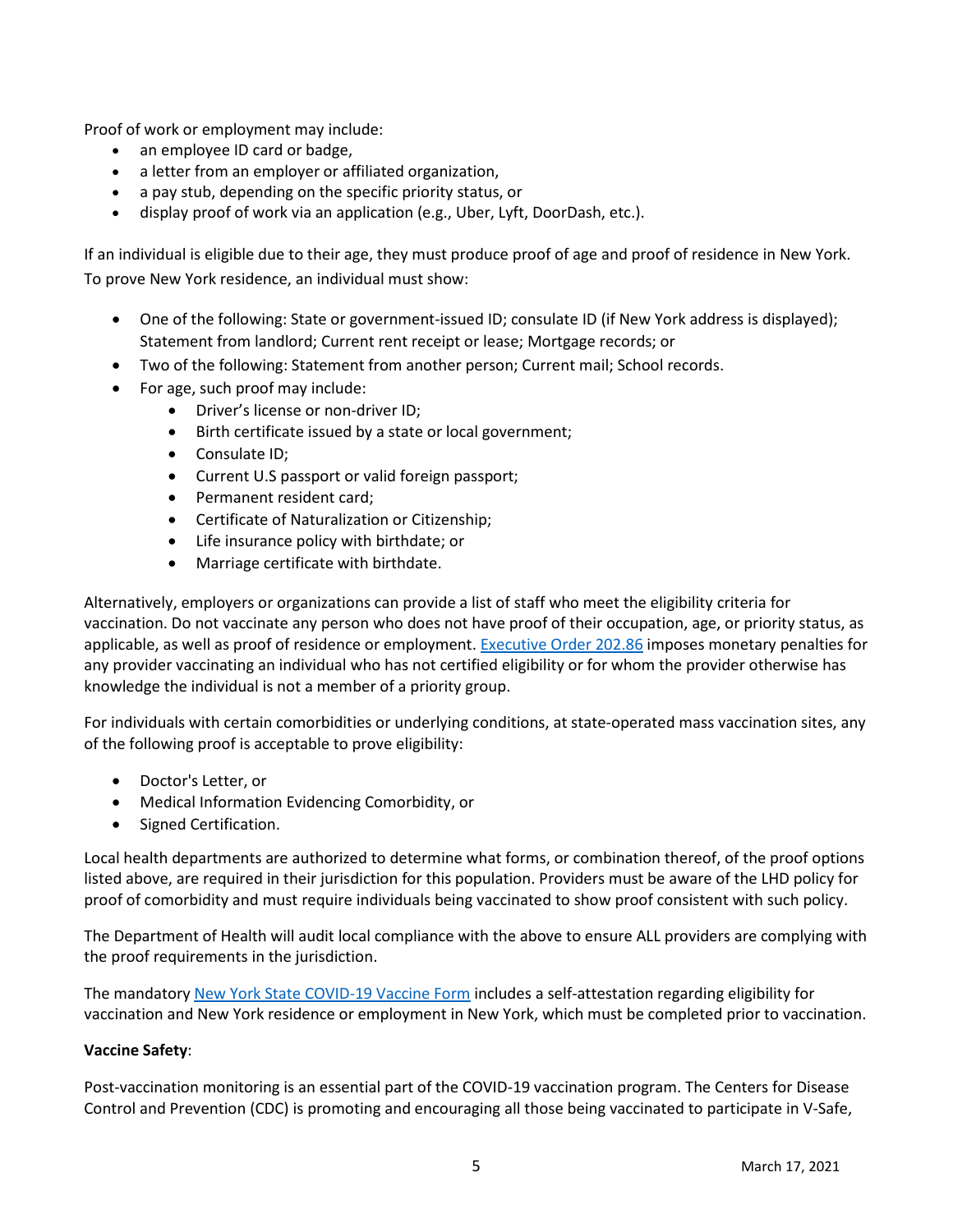Proof of work or employment may include:

- an employee ID card or badge,
- a letter from an employer or affiliated organization,
- a pay stub, depending on the specific priority status, or
- display proof of work via an application (e.g., Uber, Lyft, DoorDash, etc.).

If an individual is eligible due to their age, they must produce proof of age and proof of residence in New York. To prove New York residence, an individual must show:

- One of the following: State or government-issued ID; consulate ID (if New York address is displayed); Statement from landlord; Current rent receipt or lease; Mortgage records; or
- Two of the following: Statement from another person; Current mail; School records.
- For age, such proof may include:
    - Driver's license or non-driver ID;
    - Birth certificate issued by a state or local government;
    - Consulate ID;
    - Current U.S passport or valid foreign passport;
    - Permanent resident card;
    - Certificate of Naturalization or Citizenship;
    - Life insurance policy with birthdate; or
    - Marriage certificate with birthdate.

Alternatively, employers or organizations can provide a list of staff who meet the eligibility criteria for vaccination. Do not vaccinate any person who does not have proof of their occupation, age, or priority status, as applicable, as well as proof of residence or employment. [Executive Order 202.86] imposes monetary penalties for any provider vaccinating an individual who has not certified eligibility or for whom the provider otherwise has knowledge the individual is not a member of a priority group.

For individuals with certain comorbidities or underlying conditions, at state-operated mass vaccination sites, any of the following proof is acceptable to prove eligibility:

- Doctor's Letter, or
- Medical Information Evidencing Comorbidity, or
- Signed Certification.

Local health departments are authorized to determine what forms, or combination thereof, of the proof options listed above, are required in their jurisdiction for this population. Providers must be aware of the LHD policy for proof of comorbidity and must require individuals being vaccinated to show proof consistent with such policy.

The Department of Health will audit local compliance with the above to ensure ALL providers are complying with the proof requirements in the jurisdiction.

The mandatory New York State COVID-19 Vaccine Form includes a self-attestation regarding eligibility for vaccination and New York residence or employment in New York, which must be completed prior to vaccination.

**Vaccine Safety**:

Post-vaccination monitoring is an essential part of the COVID-19 vaccination program. The Centers for Disease Control and Prevention (CDC) is promoting and encouraging all those being vaccinated to participate in V-Safe,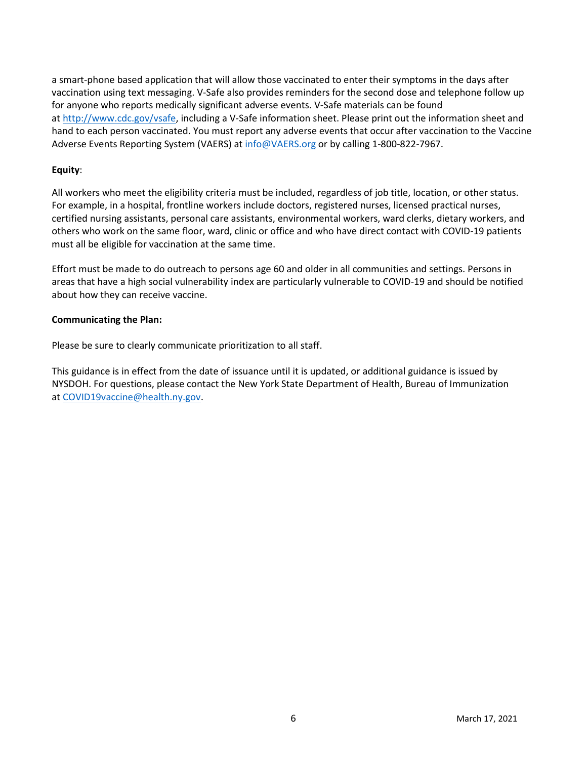a smart-phone based application that will allow those vaccinated to enter their symptoms in the days after vaccination using text messaging. V-Safe also provides reminders for the second dose and telephone follow up for anyone who reports medically significant adverse events. V-Safe materials can be found at [http://www.cdc.gov/vsafe](http://www.cdc.gov/vsafe), including a V-Safe information sheet. Please print out the information sheet and hand to each person vaccinated. You must report any adverse events that occur after vaccination to the Vaccine Adverse Events Reporting System (VAERS) at [info@VAERS.org](mailto:info@VAERS.org) or by calling 1-800-822-7967.

**Equity**:

All workers who meet the eligibility criteria must be included, regardless of job title, location, or other status. For example, in a hospital, frontline workers include doctors, registered nurses, licensed practical nurses, certified nursing assistants, personal care assistants, environmental workers, ward clerks, dietary workers, and others who work on the same floor, ward, clinic or office and who have direct contact with COVID-19 patients must all be eligible for vaccination at the same time.

Effort must be made to do outreach to persons age 60 and older in all communities and settings. Persons in areas that have a high social vulnerability index are particularly vulnerable to COVID-19 and should be notified about how they can receive vaccine.

**Communicating the Plan:**

Please be sure to clearly communicate prioritization to all staff.

This guidance is in effect from the date of issuance until it is updated, or additional guidance is issued by NYSDOH. For questions, please contact the New York State Department of Health, Bureau of Immunization at [COVID19vaccine@health.ny.gov](mailto:COVID19vaccine@health.ny.gov).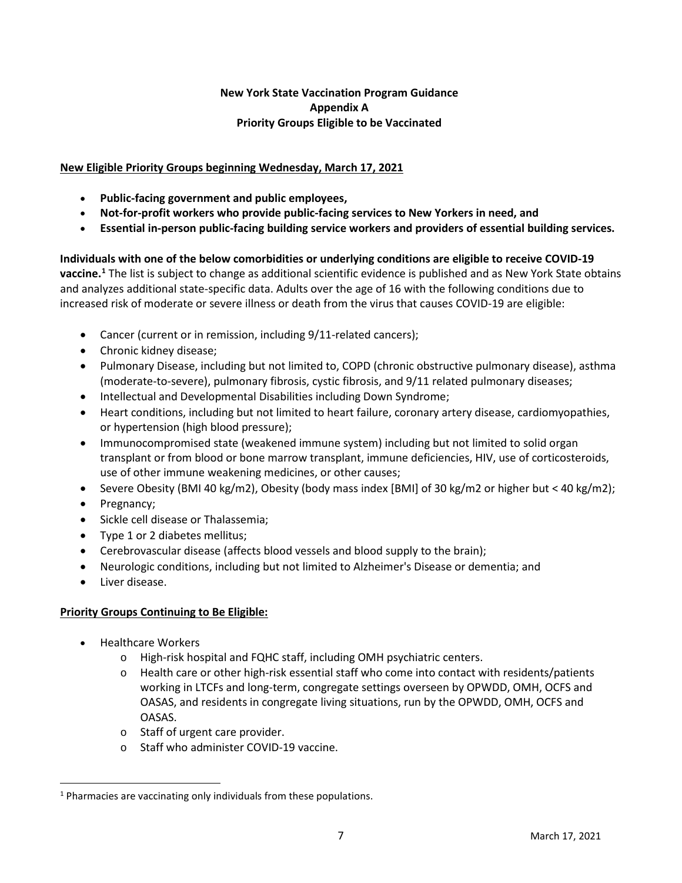**New York State Vaccination Program Guidance**
**Appendix A**
**Priority Groups Eligible to be Vaccinated**

**New Eligible Priority Groups beginning Wednesday, March 17, 2021**

- **Public-facing government and public employees,**
- **Not-for-profit workers who provide public-facing services to New Yorkers in need, and**
- **Essential in-person public-facing building service workers and providers of essential building services.**

**Individuals with one of the below comorbidities or underlying conditions are eligible to receive COVID-19 vaccine.**[1] The list is subject to change as additional scientific evidence is published and as New York State obtains and analyzes additional state-specific data. Adults over the age of 16 with the following conditions due to increased risk of moderate or severe illness or death from the virus that causes COVID-19 are eligible:

- Cancer (current or in remission, including 9/11-related cancers);
- Chronic kidney disease;
- Pulmonary Disease, including but not limited to, COPD (chronic obstructive pulmonary disease), asthma (moderate-to-severe), pulmonary fibrosis, cystic fibrosis, and 9/11 related pulmonary diseases;
- Intellectual and Developmental Disabilities including Down Syndrome;
- Heart conditions, including but not limited to heart failure, coronary artery disease, cardiomyopathies, or hypertension (high blood pressure);
- Immunocompromised state (weakened immune system) including but not limited to solid organ transplant or from blood or bone marrow transplant, immune deficiencies, HIV, use of corticosteroids, use of other immune weakening medicines, or other causes;
- Severe Obesity (BMI 40 kg/m2), Obesity (body mass index [BMI] of 30 kg/m2 or higher but < 40 kg/m2);
- Pregnancy;
- Sickle cell disease or Thalassemia;
- Type 1 or 2 diabetes mellitus;
- Cerebrovascular disease (affects blood vessels and blood supply to the brain);
- Neurologic conditions, including but not limited to Alzheimer's Disease or dementia; and
- Liver disease.

**Priority Groups Continuing to Be Eligible:**

- Healthcare Workers
  - High-risk hospital and FQHC staff, including OMH psychiatric centers.
  - Health care or other high-risk essential staff who come into contact with residents/patients working in LTCFs and long-term, congregate settings overseen by OPWDD, OMH, OCFS and OASAS, and residents in congregate living situations, run by the OPWDD, OMH, OCFS and OASAS.
  - Staff of urgent care provider.
  - Staff who administer COVID-19 vaccine.

[1] Pharmacies are vaccinating only individuals from these populations.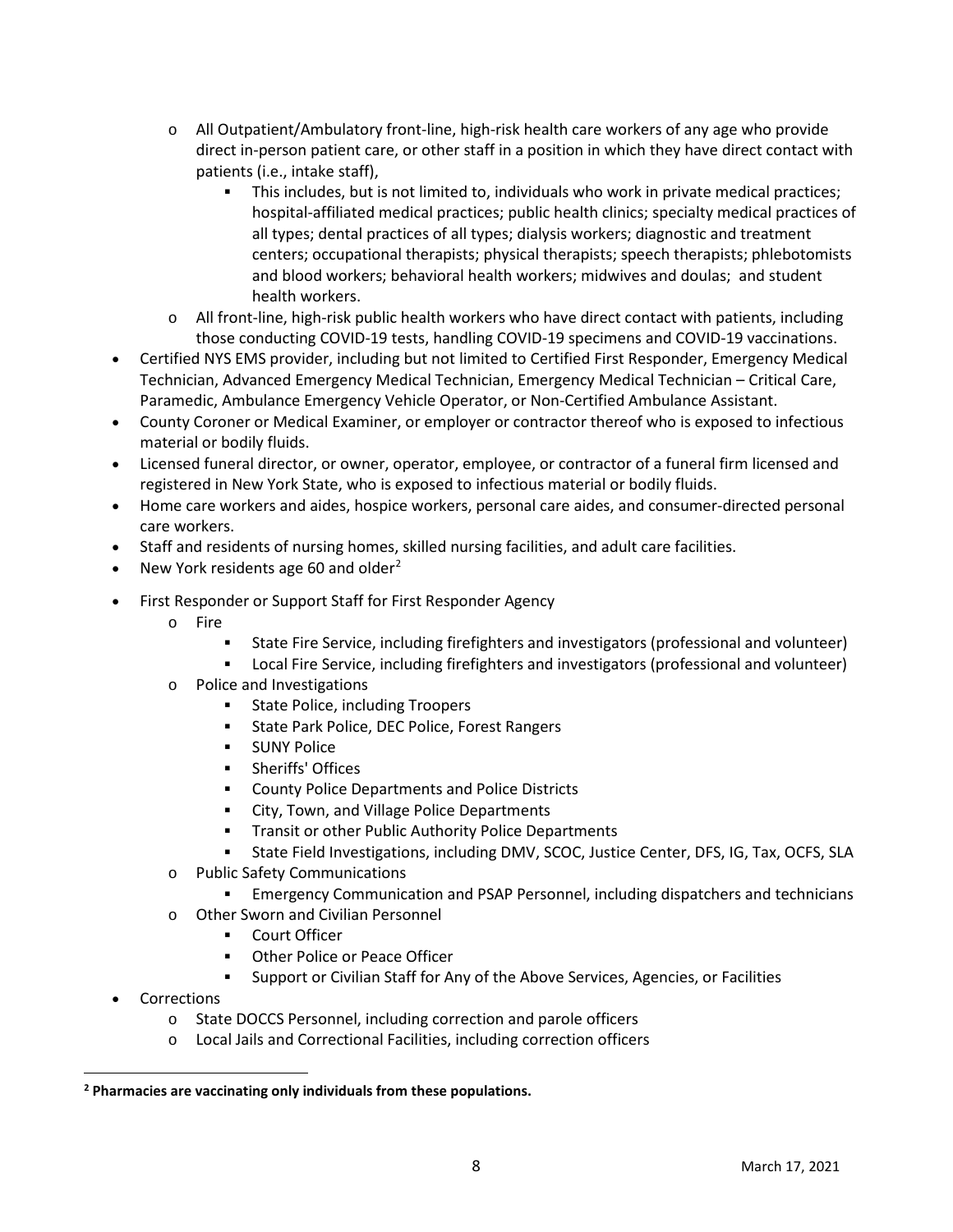- All Outpatient/Ambulatory front-line, high-risk health care workers of any age who provide direct in-person patient care, or other staff in a position in which they have direct contact with patients (i.e., intake staff),
    - This includes, but is not limited to, individuals who work in private medical practices; hospital-affiliated medical practices; public health clinics; specialty medical practices of all types; dental practices of all types; dialysis workers; diagnostic and treatment centers; occupational therapists; physical therapists; speech therapists; phlebotomists and blood workers; behavioral health workers; midwives and doulas; and student health workers.
  - All front-line, high-risk public health workers who have direct contact with patients, including those conducting COVID-19 tests, handling COVID-19 specimens and COVID-19 vaccinations.
- Certified NYS EMS provider, including but not limited to Certified First Responder, Emergency Medical Technician, Advanced Emergency Medical Technician, Emergency Medical Technician – Critical Care, Paramedic, Ambulance Emergency Vehicle Operator, or Non-Certified Ambulance Assistant.
- County Coroner or Medical Examiner, or employer or contractor thereof who is exposed to infectious material or bodily fluids.
- Licensed funeral director, or owner, operator, employee, or contractor of a funeral firm licensed and registered in New York State, who is exposed to infectious material or bodily fluids.
- Home care workers and aides, hospice workers, personal care aides, and consumer-directed personal care workers.
- Staff and residents of nursing homes, skilled nursing facilities, and adult care facilities.
- New York residents age 60 and older[2]
- First Responder or Support Staff for First Responder Agency
  - Fire
    - State Fire Service, including firefighters and investigators (professional and volunteer)
    - Local Fire Service, including firefighters and investigators (professional and volunteer)
  - Police and Investigations
    - State Police, including Troopers
    - State Park Police, DEC Police, Forest Rangers
    - SUNY Police
    - Sheriffs' Offices
    - County Police Departments and Police Districts
    - City, Town, and Village Police Departments
    - Transit or other Public Authority Police Departments
    - State Field Investigations, including DMV, SCOC, Justice Center, DFS, IG, Tax, OCFS, SLA
  - Public Safety Communications
    - Emergency Communication and PSAP Personnel, including dispatchers and technicians
  - Other Sworn and Civilian Personnel
    - Court Officer
    - Other Police or Peace Officer
    - Support or Civilian Staff for Any of the Above Services, Agencies, or Facilities
- Corrections
  - State DOCCS Personnel, including correction and parole officers
  - Local Jails and Correctional Facilities, including correction officers

[2] **Pharmacies are vaccinating only individuals from these populations.**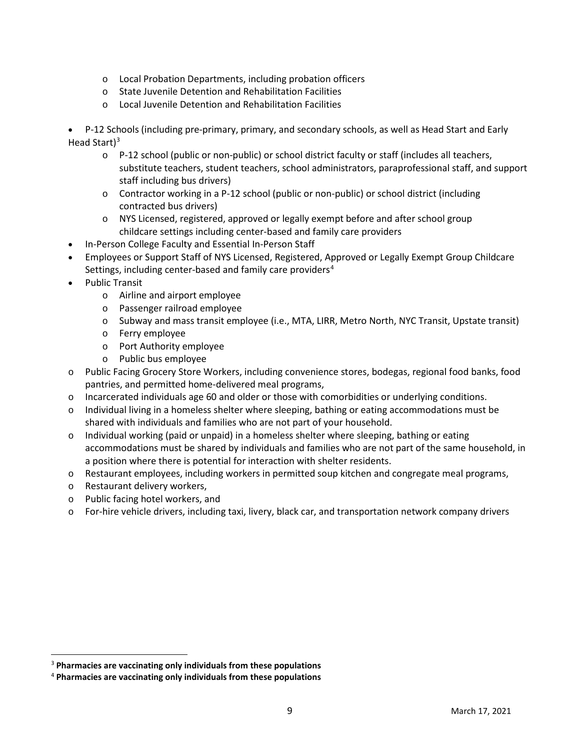- Local Probation Departments, including probation officers
   - State Juvenile Detention and Rehabilitation Facilities
   - Local Juvenile Detention and Rehabilitation Facilities

- P-12 Schools (including pre-primary, primary, and secondary schools, as well as Head Start and Early Head Start)[3]
   - P-12 school (public or non-public) or school district faculty or staff (includes all teachers, substitute teachers, student teachers, school administrators, paraprofessional staff, and support staff including bus drivers)
   - Contractor working in a P-12 school (public or non-public) or school district (including contracted bus drivers)
   - NYS Licensed, registered, approved or legally exempt before and after school group childcare settings including center-based and family care providers
- In-Person College Faculty and Essential In-Person Staff
- Employees or Support Staff of NYS Licensed, Registered, Approved or Legally Exempt Group Childcare Settings, including center-based and family care providers[4]
- Public Transit
   - Airline and airport employee
   - Passenger railroad employee
   - Subway and mass transit employee (i.e., MTA, LIRR, Metro North, NYC Transit, Upstate transit)
   - Ferry employee
   - Port Authority employee
   - Public bus employee
- Public Facing Grocery Store Workers, including convenience stores, bodegas, regional food banks, food pantries, and permitted home-delivered meal programs,
- Incarcerated individuals age 60 and older or those with comorbidities or underlying conditions.
- Individual living in a homeless shelter where sleeping, bathing or eating accommodations must be shared with individuals and families who are not part of your household.
- Individual working (paid or unpaid) in a homeless shelter where sleeping, bathing or eating accommodations must be shared by individuals and families who are not part of the same household, in a position where there is potential for interaction with shelter residents.
- Restaurant employees, including workers in permitted soup kitchen and congregate meal programs,
- Restaurant delivery workers,
- Public facing hotel workers, and
- For-hire vehicle drivers, including taxi, livery, black car, and transportation network company drivers

---

[3] **Pharmacies are vaccinating only individuals from these populations**

[4] **Pharmacies are vaccinating only individuals from these populations**

March 17, 2021